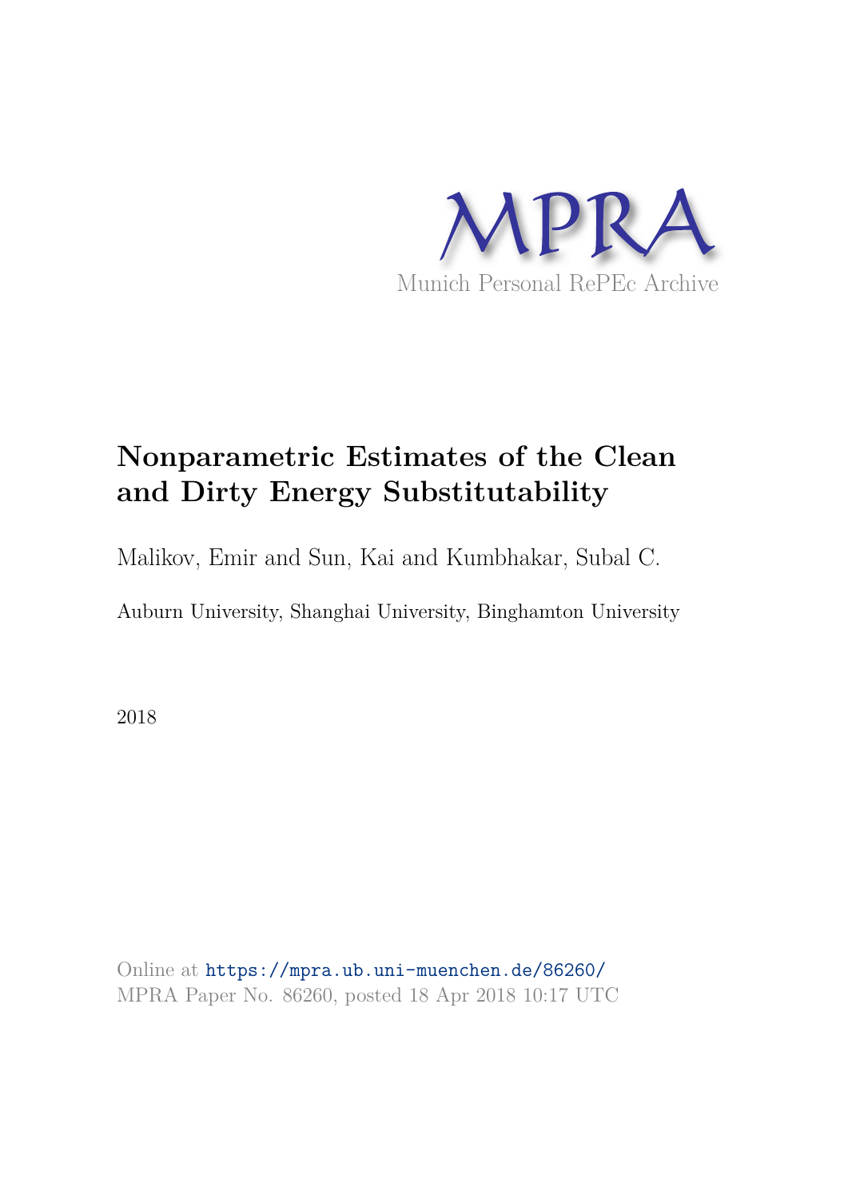MPRA

Munich Personal RePEc Archive

# Nonparametric Estimates of the Clean and Dirty Energy Substitutability

Malikov, Emir and Sun, Kai and Kumbhakar, Subal C.

Auburn University, Shanghai University, Binghamton University

2018

Online at https://mpra.ub.uni-muenchen.de/86260/
MPRA Paper No. 86260, posted 18 Apr 2018 10:17 UTC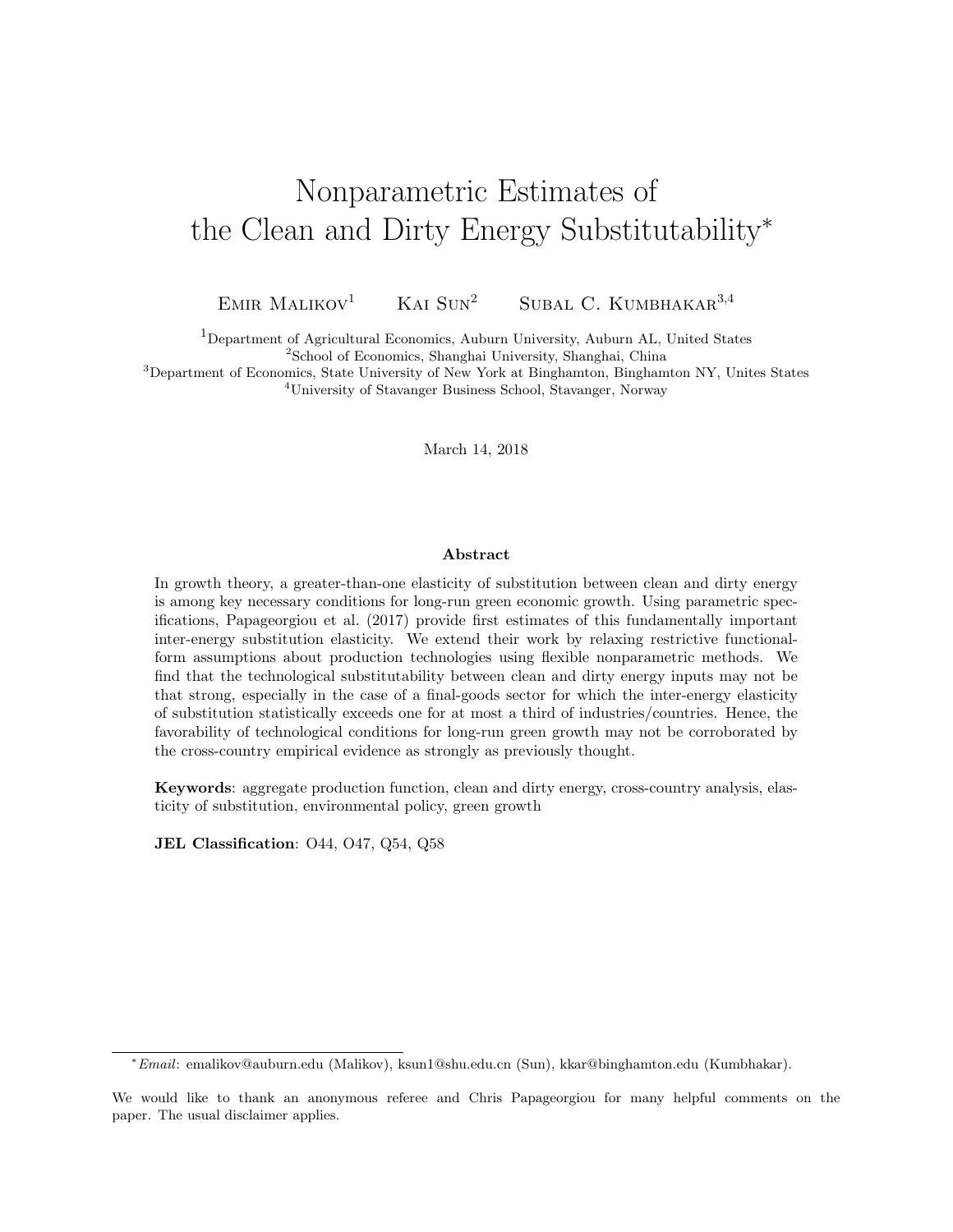# Nonparametric Estimates of the Clean and Dirty Energy Substitutability*

Emir Malikov[1] Kai Sun[2] Subal C. Kumbhakar[3,4]

[1]Department of Agricultural Economics, Auburn University, Auburn AL, United States
[2]School of Economics, Shanghai University, Shanghai, China
[3]Department of Economics, State University of New York at Binghamton, Binghamton NY, Unites States
[4]University of Stavanger Business School, Stavanger, Norway

March 14, 2018

### Abstract

In growth theory, a greater-than-one elasticity of substitution between clean and dirty energy is among key necessary conditions for long-run green economic growth. Using parametric specifications, Papageorgiou et al. (2017) provide first estimates of this fundamentally important inter-energy substitution elasticity. We extend their work by relaxing restrictive functional-form assumptions about production technologies using flexible nonparametric methods. We find that the technological substitutability between clean and dirty energy inputs may not be that strong, especially in the case of a final-goods sector for which the inter-energy elasticity of substitution statistically exceeds one for at most a third of industries/countries. Hence, the favorability of technological conditions for long-run green growth may not be corroborated by the cross-country empirical evidence as strongly as previously thought.

**Keywords**: aggregate production function, clean and dirty energy, cross-country analysis, elasticity of substitution, environmental policy, green growth

**JEL Classification**: O44, O47, Q54, Q58

---

**Email*: emalikov@auburn.edu (Malikov), ksun1@shu.edu.cn (Sun), kkar@binghamton.edu (Kumbhakar).

We would like to thank an anonymous referee and Chris Papageorgiou for many helpful comments on the paper. The usual disclaimer applies.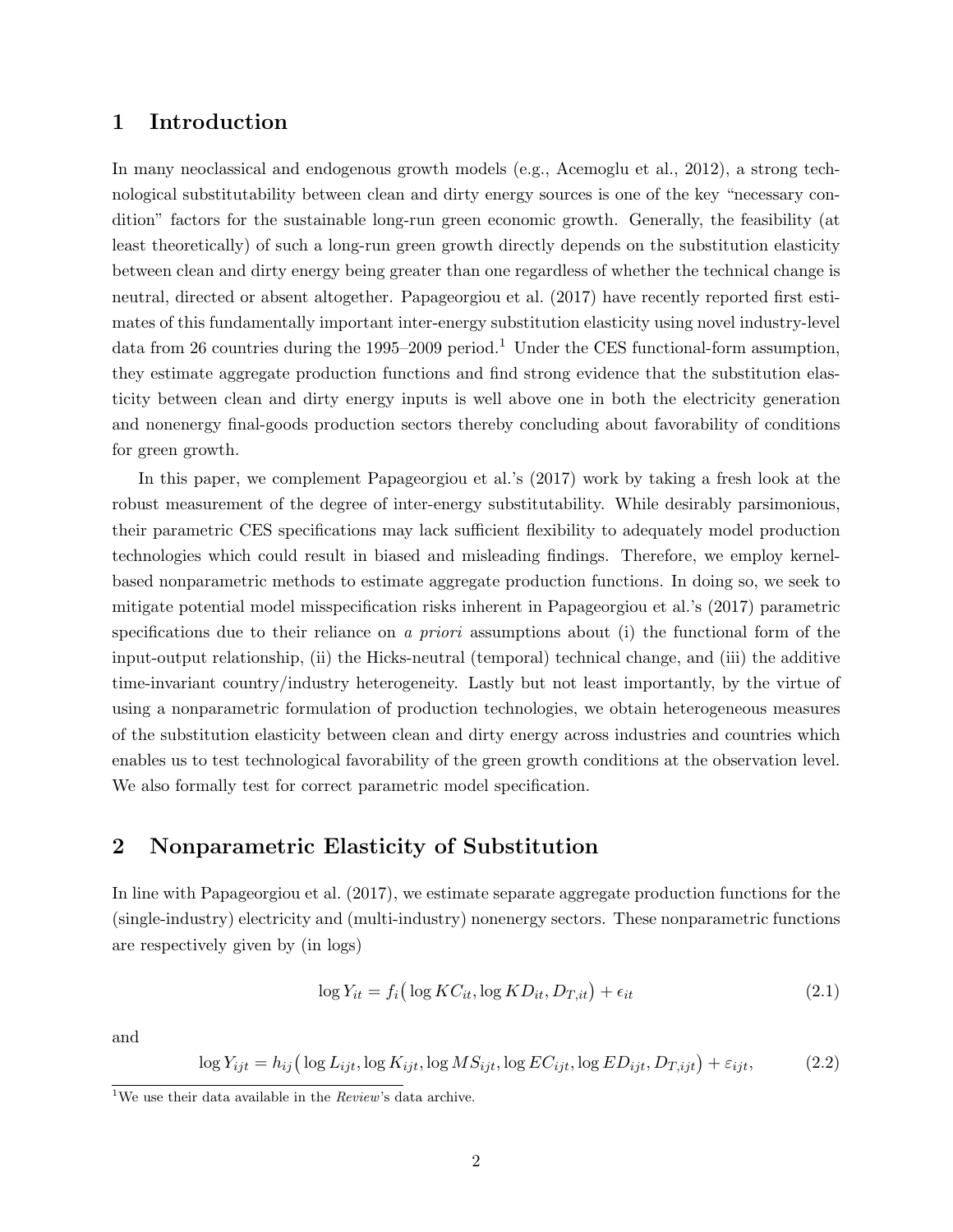## 1 Introduction

In many neoclassical and endogenous growth models (e.g., Acemoglu et al., 2012), a strong technological substitutability between clean and dirty energy sources is one of the key "necessary condition" factors for the sustainable long-run green economic growth. Generally, the feasibility (at least theoretically) of such a long-run green growth directly depends on the substitution elasticity between clean and dirty energy being greater than one regardless of whether the technical change is neutral, directed or absent altogether. Papageorgiou et al. (2017) have recently reported first estimates of this fundamentally important inter-energy substitution elasticity using novel industry-level data from 26 countries during the 1995–2009 period.[1] Under the CES functional-form assumption, they estimate aggregate production functions and find strong evidence that the substitution elasticity between clean and dirty energy inputs is well above one in both the electricity generation and nonenergy final-goods production sectors thereby concluding about favorability of conditions for green growth.

In this paper, we complement Papageorgiou et al.'s (2017) work by taking a fresh look at the robust measurement of the degree of inter-energy substitutability. While desirably parsimonious, their parametric CES specifications may lack sufficient flexibility to adequately model production technologies which could result in biased and misleading findings. Therefore, we employ kernel-based nonparametric methods to estimate aggregate production functions. In doing so, we seek to mitigate potential model misspecification risks inherent in Papageorgiou et al.'s (2017) parametric specifications due to their reliance on *a priori* assumptions about (i) the functional form of the input-output relationship, (ii) the Hicks-neutral (temporal) technical change, and (iii) the additive time-invariant country/industry heterogeneity. Lastly but not least importantly, by the virtue of using a nonparametric formulation of production technologies, we obtain heterogeneous measures of the substitution elasticity between clean and dirty energy across industries and countries which enables us to test technological favorability of the green growth conditions at the observation level. We also formally test for correct parametric model specification.

## 2 Nonparametric Elasticity of Substitution

In line with Papageorgiou et al. (2017), we estimate separate aggregate production functions for the (single-industry) electricity and (multi-industry) nonenergy sectors. These nonparametric functions are respectively given by (in logs)

$$\log Y_{it} = f_i\big(\log KC_{it}, \log KD_{it}, D_{T,it}\big) + \epsilon_{it} \tag{2.1}$$

and

$$\log Y_{ijt} = h_{ij}\big(\log L_{ijt}, \log K_{ijt}, \log MS_{ijt}, \log EC_{ijt}, \log ED_{ijt}, D_{T,ijt}\big) + \varepsilon_{ijt}, \tag{2.2}$$

[1] We use their data available in the *Review*'s data archive.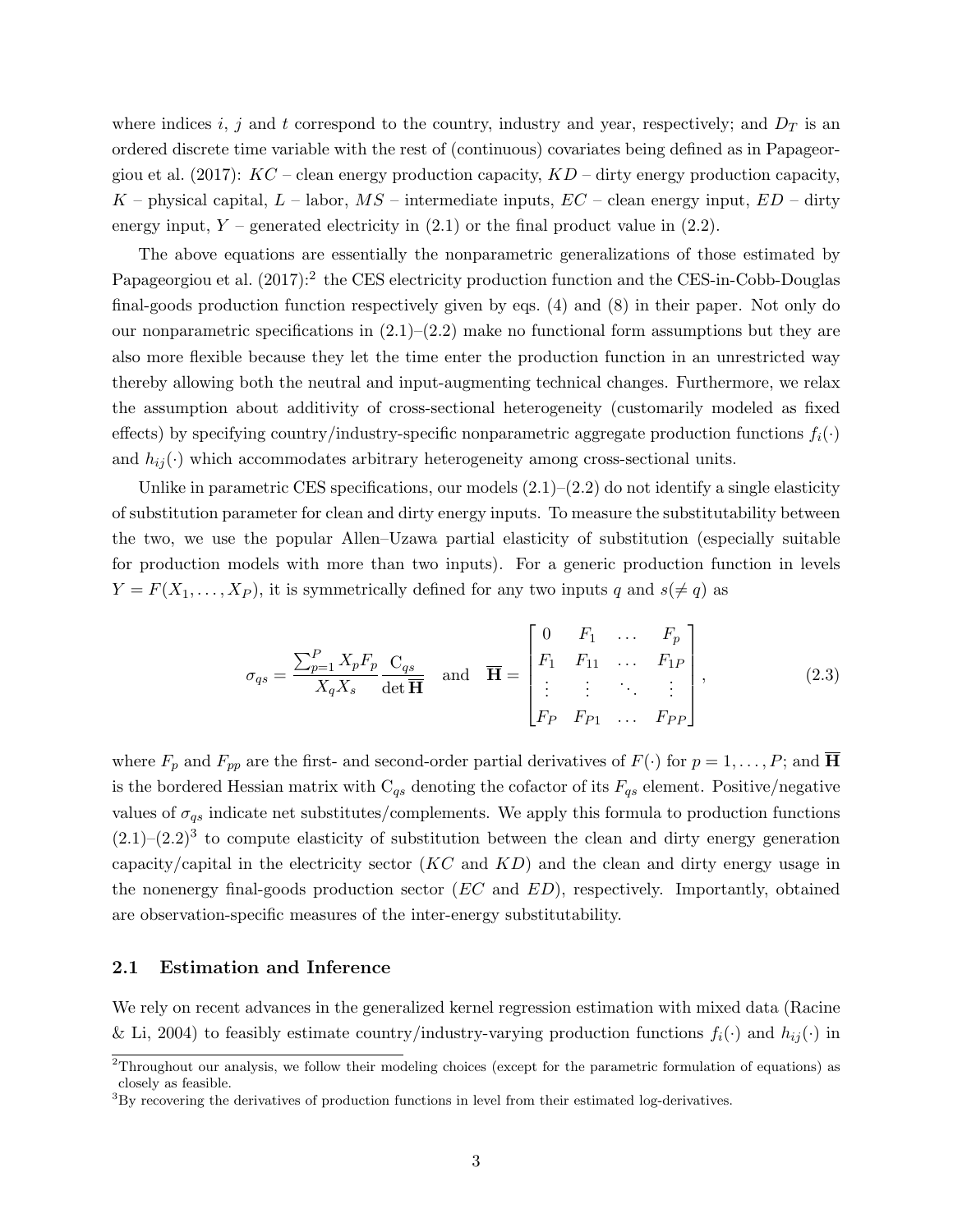where indices $i$, $j$ and $t$ correspond to the country, industry and year, respectively; and $D_T$ is an ordered discrete time variable with the rest of (continuous) covariates being defined as in Papageorgiou et al. (2017): $KC$ – clean energy production capacity, $KD$ – dirty energy production capacity, $K$ – physical capital, $L$ – labor, $MS$ – intermediate inputs, $EC$ – clean energy input, $ED$ – dirty energy input, $Y$ – generated electricity in (2.1) or the final product value in (2.2).

The above equations are essentially the nonparametric generalizations of those estimated by Papageorgiou et al. (2017):[2] the CES electricity production function and the CES-in-Cobb-Douglas final-goods production function respectively given by eqs. (4) and (8) in their paper. Not only do our nonparametric specifications in (2.1)–(2.2) make no functional form assumptions but they are also more flexible because they let the time enter the production function in an unrestricted way thereby allowing both the neutral and input-augmenting technical changes. Furthermore, we relax the assumption about additivity of cross-sectional heterogeneity (customarily modeled as fixed effects) by specifying country/industry-specific nonparametric aggregate production functions $f_i(\cdot)$ and $h_{ij}(\cdot)$ which accommodates arbitrary heterogeneity among cross-sectional units.

Unlike in parametric CES specifications, our models (2.1)–(2.2) do not identify a single elasticity of substitution parameter for clean and dirty energy inputs. To measure the substitutability between the two, we use the popular Allen–Uzawa partial elasticity of substitution (especially suitable for production models with more than two inputs). For a generic production function in levels $Y = F(X_1, \ldots, X_P)$, it is symmetrically defined for any two inputs $q$ and $s(\neq q)$ as

$$\sigma_{qs} = \frac{\sum_{p=1}^{P} X_p F_p}{X_q X_s} \frac{\mathrm{C}_{qs}}{\det \overline{\mathbf{H}}} \quad \text{and} \quad \overline{\mathbf{H}} = \begin{bmatrix} 0 & F_1 & \ldots & F_p \\ F_1 & F_{11} & \ldots & F_{1P} \\ \vdots & \vdots & \ddots & \vdots \\ F_P & F_{P1} & \ldots & F_{PP} \end{bmatrix}, \tag{2.3}$$

where $F_p$ and $F_{pp}$ are the first- and second-order partial derivatives of $F(\cdot)$ for $p = 1, \ldots, P$; and $\overline{\mathbf{H}}$ is the bordered Hessian matrix with $\mathrm{C}_{qs}$ denoting the cofactor of its $F_{qs}$ element. Positive/negative values of $\sigma_{qs}$ indicate net substitutes/complements. We apply this formula to production functions (2.1)–(2.2)[3] to compute elasticity of substitution between the clean and dirty energy generation capacity/capital in the electricity sector ($KC$ and $KD$) and the clean and dirty energy usage in the nonenergy final-goods production sector ($EC$ and $ED$), respectively. Importantly, obtained are observation-specific measures of the inter-energy substitutability.

### 2.1 Estimation and Inference

We rely on recent advances in the generalized kernel regression estimation with mixed data (Racine & Li, 2004) to feasibly estimate country/industry-varying production functions $f_i(\cdot)$ and $h_{ij}(\cdot)$ in

---

[2] Throughout our analysis, we follow their modeling choices (except for the parametric formulation of equations) as closely as feasible.

[3] By recovering the derivatives of production functions in level from their estimated log-derivatives.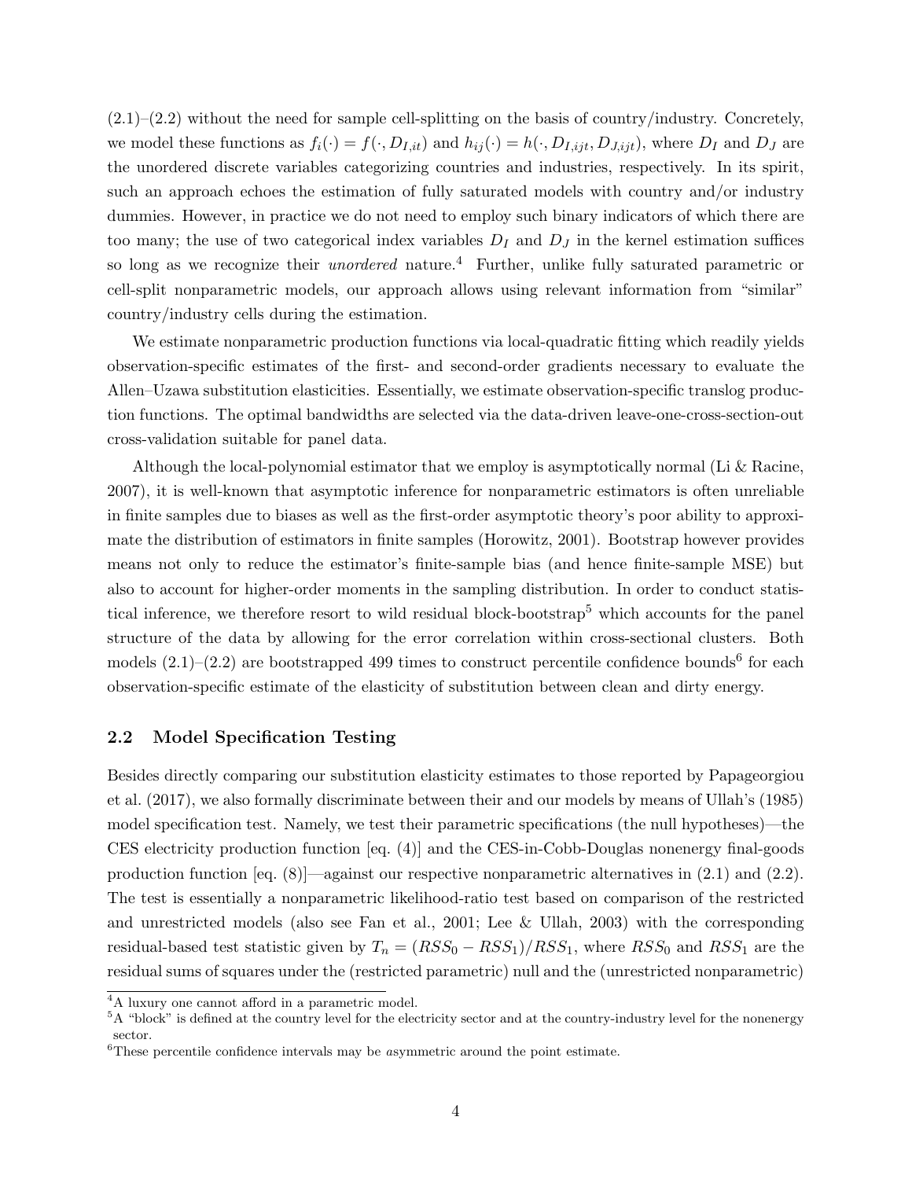(2.1)–(2.2) without the need for sample cell-splitting on the basis of country/industry. Concretely, we model these functions as $f_i(\cdot) = f(\cdot, D_{I,it})$ and $h_{ij}(\cdot) = h(\cdot, D_{I,ijt}, D_{J,ijt})$, where $D_I$ and $D_J$ are the unordered discrete variables categorizing countries and industries, respectively. In its spirit, such an approach echoes the estimation of fully saturated models with country and/or industry dummies. However, in practice we do not need to employ such binary indicators of which there are too many; the use of two categorical index variables $D_I$ and $D_J$ in the kernel estimation suffices so long as we recognize their *unordered* nature.[4] Further, unlike fully saturated parametric or cell-split nonparametric models, our approach allows using relevant information from "similar" country/industry cells during the estimation.

We estimate nonparametric production functions via local-quadratic fitting which readily yields observation-specific estimates of the first- and second-order gradients necessary to evaluate the Allen–Uzawa substitution elasticities. Essentially, we estimate observation-specific translog production functions. The optimal bandwidths are selected via the data-driven leave-one-cross-section-out cross-validation suitable for panel data.

Although the local-polynomial estimator that we employ is asymptotically normal (Li & Racine, 2007), it is well-known that asymptotic inference for nonparametric estimators is often unreliable in finite samples due to biases as well as the first-order asymptotic theory's poor ability to approximate the distribution of estimators in finite samples (Horowitz, 2001). Bootstrap however provides means not only to reduce the estimator's finite-sample bias (and hence finite-sample MSE) but also to account for higher-order moments in the sampling distribution. In order to conduct statistical inference, we therefore resort to wild residual block-bootstrap[5] which accounts for the panel structure of the data by allowing for the error correlation within cross-sectional clusters. Both models (2.1)–(2.2) are bootstrapped 499 times to construct percentile confidence bounds[6] for each observation-specific estimate of the elasticity of substitution between clean and dirty energy.

## 2.2 Model Specification Testing

Besides directly comparing our substitution elasticity estimates to those reported by Papageorgiou et al. (2017), we also formally discriminate between their and our models by means of Ullah's (1985) model specification test. Namely, we test their parametric specifications (the null hypotheses)—the CES electricity production function [eq. (4)] and the CES-in-Cobb-Douglas nonenergy final-goods production function [eq. (8)]—against our respective nonparametric alternatives in (2.1) and (2.2). The test is essentially a nonparametric likelihood-ratio test based on comparison of the restricted and unrestricted models (also see Fan et al., 2001; Lee & Ullah, 2003) with the corresponding residual-based test statistic given by $T_n = (RSS_0 - RSS_1)/RSS_1$, where $RSS_0$ and $RSS_1$ are the residual sums of squares under the (restricted parametric) null and the (unrestricted nonparametric)

[4] A luxury one cannot afford in a parametric model.

[5] A "block" is defined at the country level for the electricity sector and at the country-industry level for the nonenergy sector.

[6] These percentile confidence intervals may be *a*symmetric around the point estimate.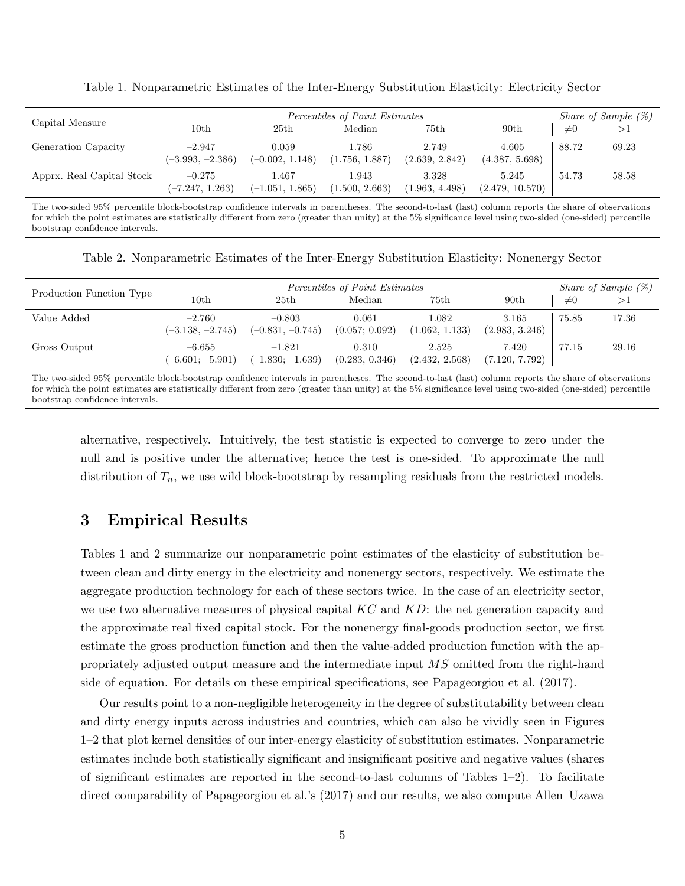Table 1. Nonparametric Estimates of the Inter-Energy Substitution Elasticity: Electricity Sector

| Capital Measure | *Percentiles of Point Estimates* | | | | | *Share of Sample (%)* | |
|---|---|---|---|---|---|---|---|
| | 10th | 25th | Median | 75th | 90th | $\neq 0$ | $>1$ |
| Generation Capacity | –2.947 (–3.993, –2.386) | 0.059 (–0.002, 1.148) | 1.786 (1.756, 1.887) | 2.749 (2.639, 2.842) | 4.605 (4.387, 5.698) | 88.72 | 69.23 |
| Apprx. Real Capital Stock | –0.275 (–7.247, 1.263) | 1.467 (–1.051, 1.865) | 1.943 (1.500, 2.663) | 3.328 (1.963, 4.498) | 5.245 (2.479, 10.570) | 54.73 | 58.58 |

The two-sided 95% percentile block-bootstrap confidence intervals in parentheses. The second-to-last (last) column reports the share of observations for which the point estimates are statistically different from zero (greater than unity) at the 5% significance level using two-sided (one-sided) percentile bootstrap confidence intervals.

Table 2. Nonparametric Estimates of the Inter-Energy Substitution Elasticity: Nonenergy Sector

| Production Function Type | *Percentiles of Point Estimates* | | | | | *Share of Sample (%)* | |
|---|---|---|---|---|---|---|---|
| | 10th | 25th | Median | 75th | 90th | $\neq 0$ | $>1$ |
| Value Added | –2.760 (–3.138, –2.745) | –0.803 (–0.831, –0.745) | 0.061 (0.057; 0.092) | 1.082 (1.062, 1.133) | 3.165 (2.983, 3.246) | 75.85 | 17.36 |
| Gross Output | –6.655 (–6.601; –5.901) | –1.821 (–1.830; –1.639) | 0.310 (0.283, 0.346) | 2.525 (2.432, 2.568) | 7.420 (7.120, 7.792) | 77.15 | 29.16 |

The two-sided 95% percentile block-bootstrap confidence intervals in parentheses. The second-to-last (last) column reports the share of observations for which the point estimates are statistically different from zero (greater than unity) at the 5% significance level using two-sided (one-sided) percentile bootstrap confidence intervals.

alternative, respectively. Intuitively, the test statistic is expected to converge to zero under the null and is positive under the alternative; hence the test is one-sided. To approximate the null distribution of $T_n$, we use wild block-bootstrap by resampling residuals from the restricted models.

## 3 Empirical Results

Tables 1 and 2 summarize our nonparametric point estimates of the elasticity of substitution between clean and dirty energy in the electricity and nonenergy sectors, respectively. We estimate the aggregate production technology for each of these sectors twice. In the case of an electricity sector, we use two alternative measures of physical capital $KC$ and $KD$: the net generation capacity and the approximate real fixed capital stock. For the nonenergy final-goods production sector, we first estimate the gross production function and then the value-added production function with the appropriately adjusted output measure and the intermediate input $MS$ omitted from the right-hand side of equation. For details on these empirical specifications, see Papageorgiou et al. (2017).

Our results point to a non-negligible heterogeneity in the degree of substitutability between clean and dirty energy inputs across industries and countries, which can also be vividly seen in Figures 1–2 that plot kernel densities of our inter-energy elasticity of substitution estimates. Nonparametric estimates include both statistically significant and insignificant positive and negative values (shares of significant estimates are reported in the second-to-last columns of Tables 1–2). To facilitate direct comparability of Papageorgiou et al.'s (2017) and our results, we also compute Allen–Uzawa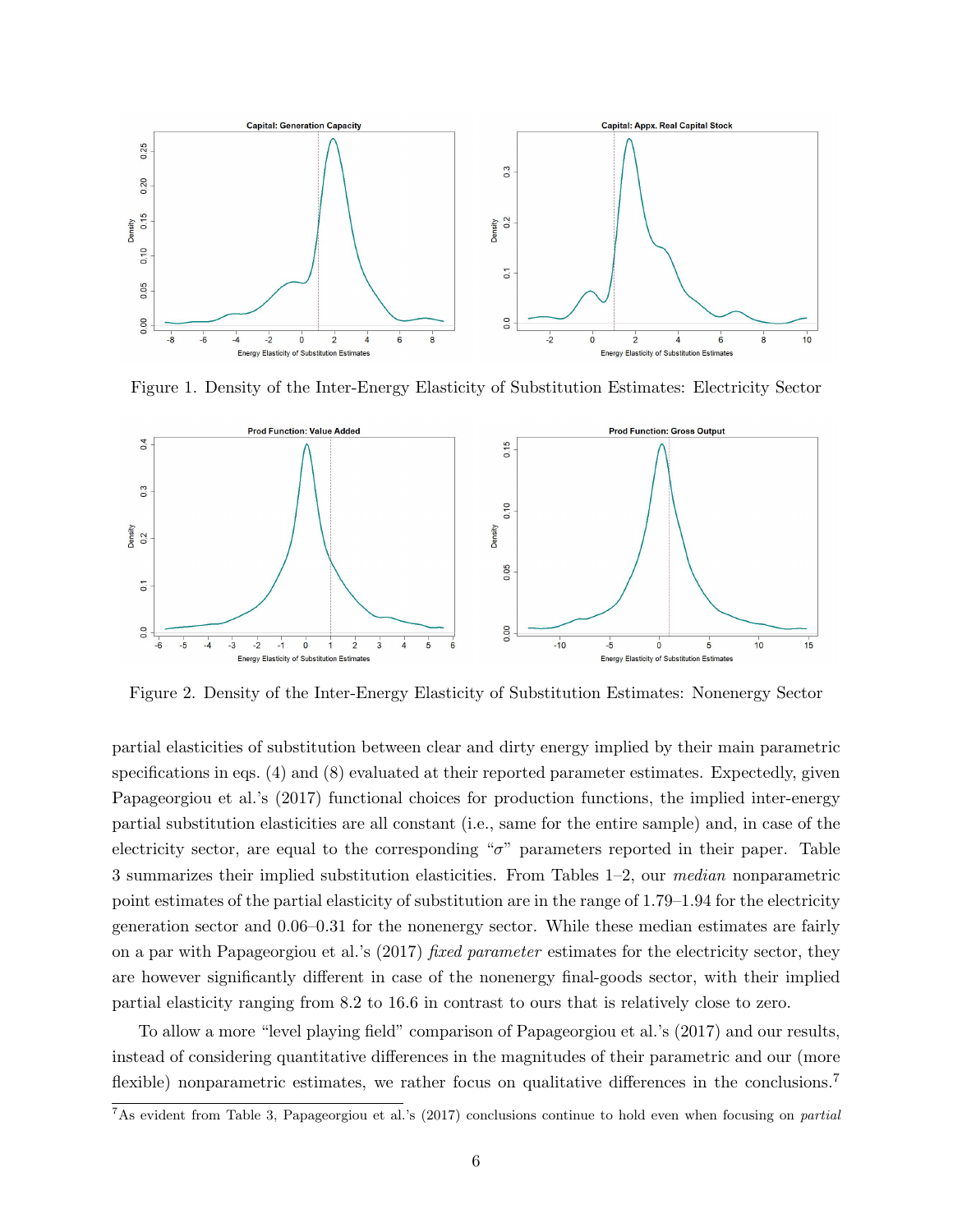Figure 1. Density of the Inter-Energy Elasticity of Substitution Estimates: Electricity Sector

Figure 2. Density of the Inter-Energy Elasticity of Substitution Estimates: Nonenergy Sector

partial elasticities of substitution between clear and dirty energy implied by their main parametric specifications in eqs. (4) and (8) evaluated at their reported parameter estimates. Expectedly, given Papageorgiou et al.'s (2017) functional choices for production functions, the implied inter-energy partial substitution elasticities are all constant (i.e., same for the entire sample) and, in case of the electricity sector, are equal to the corresponding "$\sigma$" parameters reported in their paper. Table 3 summarizes their implied substitution elasticities. From Tables 1–2, our *median* nonparametric point estimates of the partial elasticity of substitution are in the range of 1.79–1.94 for the electricity generation sector and 0.06–0.31 for the nonenergy sector. While these median estimates are fairly on a par with Papageorgiou et al.'s (2017) *fixed parameter* estimates for the electricity sector, they are however significantly different in case of the nonenergy final-goods sector, with their implied partial elasticity ranging from 8.2 to 16.6 in contrast to ours that is relatively close to zero.

To allow a more "level playing field" comparison of Papageorgiou et al.'s (2017) and our results, instead of considering quantitative differences in the magnitudes of their parametric and our (more flexible) nonparametric estimates, we rather focus on qualitative differences in the conclusions.[7]

[7]As evident from Table 3, Papageorgiou et al.'s (2017) conclusions continue to hold even when focusing on *partial*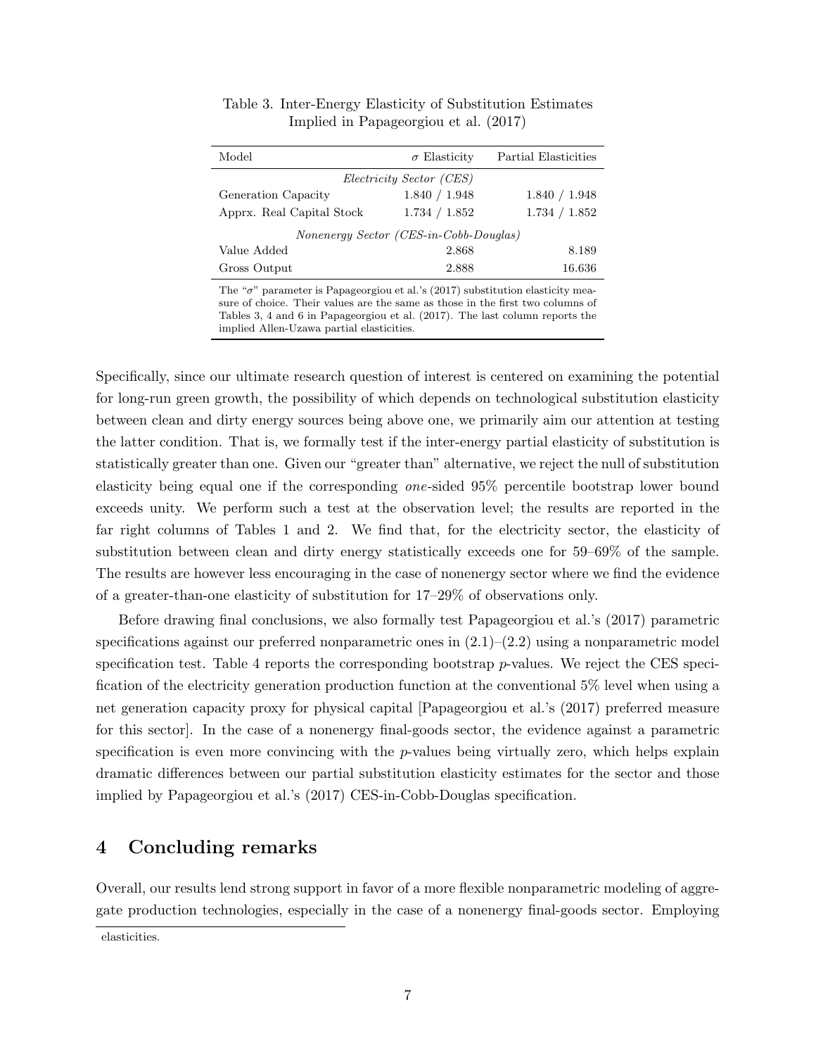Table 3. Inter-Energy Elasticity of Substitution Estimates Implied in Papageorgiou et al. (2017)

| Model | $\sigma$ Elasticity | Partial Elasticities |
|---|---|---|
| *Electricity Sector (CES)* | | |
| Generation Capacity | 1.840 / 1.948 | 1.840 / 1.948 |
| Apprx. Real Capital Stock | 1.734 / 1.852 | 1.734 / 1.852 |
| *Nonenergy Sector (CES-in-Cobb-Douglas)* | | |
| Value Added | 2.868 | 8.189 |
| Gross Output | 2.888 | 16.636 |

The "$\sigma$" parameter is Papageorgiou et al.'s (2017) substitution elasticity measure of choice. Their values are the same as those in the first two columns of Tables 3, 4 and 6 in Papageorgiou et al. (2017). The last column reports the implied Allen-Uzawa partial elasticities.

Specifically, since our ultimate research question of interest is centered on examining the potential for long-run green growth, the possibility of which depends on technological substitution elasticity between clean and dirty energy sources being above one, we primarily aim our attention at testing the latter condition. That is, we formally test if the inter-energy partial elasticity of substitution is statistically greater than one. Given our "greater than" alternative, we reject the null of substitution elasticity being equal one if the corresponding *one*-sided 95% percentile bootstrap lower bound exceeds unity. We perform such a test at the observation level; the results are reported in the far right columns of Tables 1 and 2. We find that, for the electricity sector, the elasticity of substitution between clean and dirty energy statistically exceeds one for 59–69% of the sample. The results are however less encouraging in the case of nonenergy sector where we find the evidence of a greater-than-one elasticity of substitution for 17–29% of observations only.

Before drawing final conclusions, we also formally test Papageorgiou et al.'s (2017) parametric specifications against our preferred nonparametric ones in (2.1)–(2.2) using a nonparametric model specification test. Table 4 reports the corresponding bootstrap $p$-values. We reject the CES specification of the electricity generation production function at the conventional 5% level when using a net generation capacity proxy for physical capital [Papageorgiou et al.'s (2017) preferred measure for this sector]. In the case of a nonenergy final-goods sector, the evidence against a parametric specification is even more convincing with the $p$-values being virtually zero, which helps explain dramatic differences between our partial substitution elasticity estimates for the sector and those implied by Papageorgiou et al.'s (2017) CES-in-Cobb-Douglas specification.

## 4 Concluding remarks

Overall, our results lend strong support in favor of a more flexible nonparametric modeling of aggregate production technologies, especially in the case of a nonenergy final-goods sector. Employing

elasticities.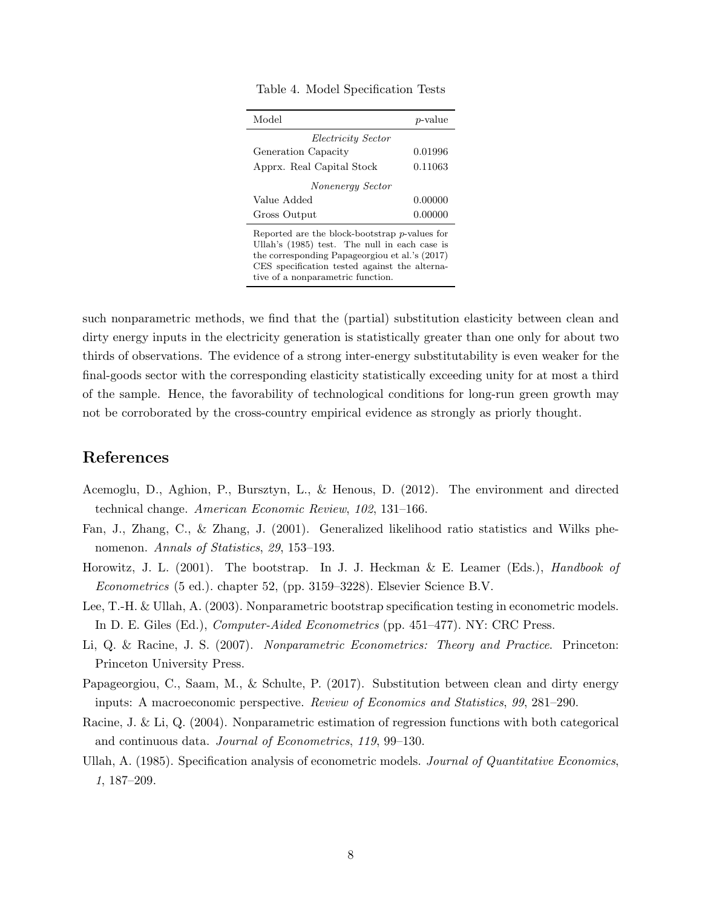Table 4. Model Specification Tests

| Model | $p$-value |
|---|---|
| *Electricity Sector* | |
| Generation Capacity | 0.01996 |
| Apprx. Real Capital Stock | 0.11063 |
| *Nonenergy Sector* | |
| Value Added | 0.00000 |
| Gross Output | 0.00000 |

Reported are the block-bootstrap $p$-values for Ullah's (1985) test. The null in each case is the corresponding Papageorgiou et al.'s (2017) CES specification tested against the alternative of a nonparametric function.

such nonparametric methods, we find that the (partial) substitution elasticity between clean and dirty energy inputs in the electricity generation is statistically greater than one only for about two thirds of observations. The evidence of a strong inter-energy substitutability is even weaker for the final-goods sector with the corresponding elasticity statistically exceeding unity for at most a third of the sample. Hence, the favorability of technological conditions for long-run green growth may not be corroborated by the cross-country empirical evidence as strongly as priorly thought.

## References

Acemoglu, D., Aghion, P., Bursztyn, L., & Henous, D. (2012). The environment and directed technical change. *American Economic Review*, *102*, 131–166.

Fan, J., Zhang, C., & Zhang, J. (2001). Generalized likelihood ratio statistics and Wilks phenomenon. *Annals of Statistics*, *29*, 153–193.

Horowitz, J. L. (2001). The bootstrap. In J. J. Heckman & E. Leamer (Eds.), *Handbook of Econometrics* (5 ed.). chapter 52, (pp. 3159–3228). Elsevier Science B.V.

Lee, T.-H. & Ullah, A. (2003). Nonparametric bootstrap specification testing in econometric models. In D. E. Giles (Ed.), *Computer-Aided Econometrics* (pp. 451–477). NY: CRC Press.

Li, Q. & Racine, J. S. (2007). *Nonparametric Econometrics: Theory and Practice*. Princeton: Princeton University Press.

Papageorgiou, C., Saam, M., & Schulte, P. (2017). Substitution between clean and dirty energy inputs: A macroeconomic perspective. *Review of Economics and Statistics*, *99*, 281–290.

Racine, J. & Li, Q. (2004). Nonparametric estimation of regression functions with both categorical and continuous data. *Journal of Econometrics*, *119*, 99–130.

Ullah, A. (1985). Specification analysis of econometric models. *Journal of Quantitative Economics*, *1*, 187–209.